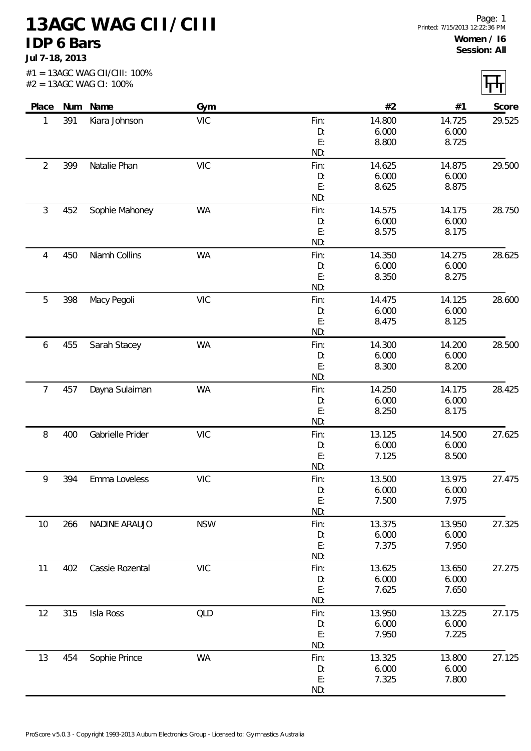# 13AGC WAG CII/CIII

## IDP 6 Bars

**Jul 7-18, 2013**

#1 = 13AGC WAG CII/CIII: 100%
#2 = 13AGC WAG CI: 100%

Page: 1
Printed: 7/15/2013 12:22:36 PM

**Women / I6**
**Session: All**

| Place | Num | Name | Gym | | #2 | #1 | Score |
|---|---|---|---|---|---|---|---|
| 1 | 391 | Kiara Johnson | VIC | Fin: | 14.800 | 14.725 | 29.525 |
| | | | | D: | 6.000 | 6.000 | |
| | | | | E: | 8.800 | 8.725 | |
| | | | | ND: | | | |
| 2 | 399 | Natalie Phan | VIC | Fin: | 14.625 | 14.875 | 29.500 |
| | | | | D: | 6.000 | 6.000 | |
| | | | | E: | 8.625 | 8.875 | |
| | | | | ND: | | | |
| 3 | 452 | Sophie Mahoney | WA | Fin: | 14.575 | 14.175 | 28.750 |
| | | | | D: | 6.000 | 6.000 | |
| | | | | E: | 8.575 | 8.175 | |
| | | | | ND: | | | |
| 4 | 450 | Niamh Collins | WA | Fin: | 14.350 | 14.275 | 28.625 |
| | | | | D: | 6.000 | 6.000 | |
| | | | | E: | 8.350 | 8.275 | |
| | | | | ND: | | | |
| 5 | 398 | Macy Pegoli | VIC | Fin: | 14.475 | 14.125 | 28.600 |
| | | | | D: | 6.000 | 6.000 | |
| | | | | E: | 8.475 | 8.125 | |
| | | | | ND: | | | |
| 6 | 455 | Sarah Stacey | WA | Fin: | 14.300 | 14.200 | 28.500 |
| | | | | D: | 6.000 | 6.000 | |
| | | | | E: | 8.300 | 8.200 | |
| | | | | ND: | | | |
| 7 | 457 | Dayna Sulaiman | WA | Fin: | 14.250 | 14.175 | 28.425 |
| | | | | D: | 6.000 | 6.000 | |
| | | | | E: | 8.250 | 8.175 | |
| | | | | ND: | | | |
| 8 | 400 | Gabrielle Prider | VIC | Fin: | 13.125 | 14.500 | 27.625 |
| | | | | D: | 6.000 | 6.000 | |
| | | | | E: | 7.125 | 8.500 | |
| | | | | ND: | | | |
| 9 | 394 | Emma Loveless | VIC | Fin: | 13.500 | 13.975 | 27.475 |
| | | | | D: | 6.000 | 6.000 | |
| | | | | E: | 7.500 | 7.975 | |
| | | | | ND: | | | |
| 10 | 266 | NADINE ARAUJO | NSW | Fin: | 13.375 | 13.950 | 27.325 |
| | | | | D: | 6.000 | 6.000 | |
| | | | | E: | 7.375 | 7.950 | |
| | | | | ND: | | | |
| 11 | 402 | Cassie Rozental | VIC | Fin: | 13.625 | 13.650 | 27.275 |
| | | | | D: | 6.000 | 6.000 | |
| | | | | E: | 7.625 | 7.650 | |
| | | | | ND: | | | |
| 12 | 315 | Isla Ross | QLD | Fin: | 13.950 | 13.225 | 27.175 |
| | | | | D: | 6.000 | 6.000 | |
| | | | | E: | 7.950 | 7.225 | |
| | | | | ND: | | | |
| 13 | 454 | Sophie Prince | WA | Fin: | 13.325 | 13.800 | 27.125 |
| | | | | D: | 6.000 | 6.000 | |
| | | | | E: | 7.325 | 7.800 | |
| | | | | ND: | | | |

ProScore v5.0.3 - Copyright 1993-2013 Auburn Electronics Group - Licensed to: Gymnastics Australia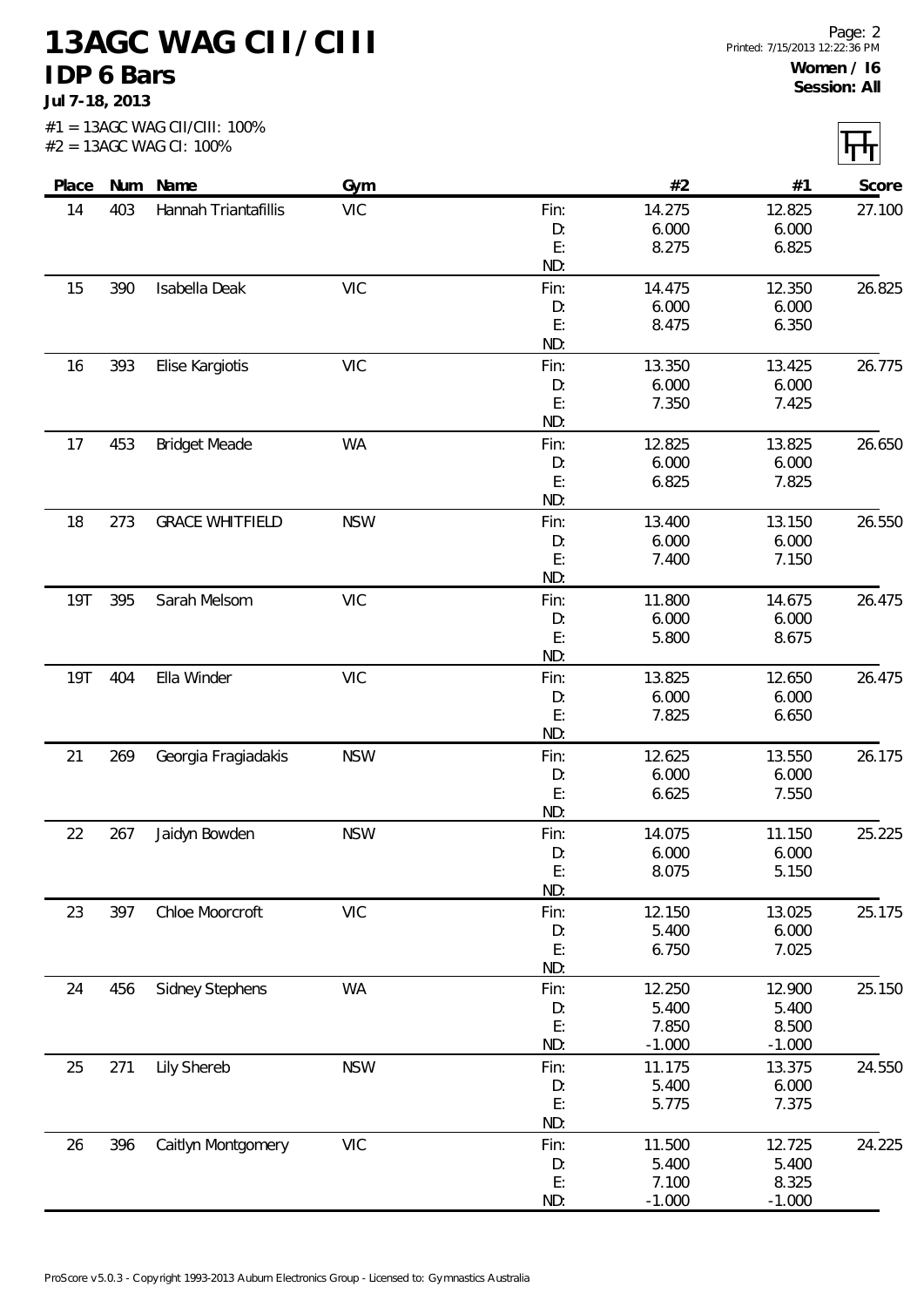# 13AGC WAG CII/CIII

## IDP 6 Bars

**Jul 7-18, 2013**

**Women / I6**
**Session: All**

#1 = 13AGC WAG CII/CIII: 100%
#2 = 13AGC WAG CI: 100%

| Place | Num | Name | Gym | | #2 | #1 | Score |
|---|---|---|---|---|---|---|---|
| 14 | 403 | Hannah Triantafillis | VIC | Fin: | 14.275 | 12.825 | 27.100 |
| | | | | D: | 6.000 | 6.000 | |
| | | | | E: | 8.275 | 6.825 | |
| | | | | ND: | | | |
| 15 | 390 | Isabella Deak | VIC | Fin: | 14.475 | 12.350 | 26.825 |
| | | | | D: | 6.000 | 6.000 | |
| | | | | E: | 8.475 | 6.350 | |
| | | | | ND: | | | |
| 16 | 393 | Elise Kargiotis | VIC | Fin: | 13.350 | 13.425 | 26.775 |
| | | | | D: | 6.000 | 6.000 | |
| | | | | E: | 7.350 | 7.425 | |
| | | | | ND: | | | |
| 17 | 453 | Bridget Meade | WA | Fin: | 12.825 | 13.825 | 26.650 |
| | | | | D: | 6.000 | 6.000 | |
| | | | | E: | 6.825 | 7.825 | |
| | | | | ND: | | | |
| 18 | 273 | GRACE WHITFIELD | NSW | Fin: | 13.400 | 13.150 | 26.550 |
| | | | | D: | 6.000 | 6.000 | |
| | | | | E: | 7.400 | 7.150 | |
| | | | | ND: | | | |
| 19T | 395 | Sarah Melsom | VIC | Fin: | 11.800 | 14.675 | 26.475 |
| | | | | D: | 6.000 | 6.000 | |
| | | | | E: | 5.800 | 8.675 | |
| | | | | ND: | | | |
| 19T | 404 | Ella Winder | VIC | Fin: | 13.825 | 12.650 | 26.475 |
| | | | | D: | 6.000 | 6.000 | |
| | | | | E: | 7.825 | 6.650 | |
| | | | | ND: | | | |
| 21 | 269 | Georgia Fragiadakis | NSW | Fin: | 12.625 | 13.550 | 26.175 |
| | | | | D: | 6.000 | 6.000 | |
| | | | | E: | 6.625 | 7.550 | |
| | | | | ND: | | | |
| 22 | 267 | Jaidyn Bowden | NSW | Fin: | 14.075 | 11.150 | 25.225 |
| | | | | D: | 6.000 | 6.000 | |
| | | | | E: | 8.075 | 5.150 | |
| | | | | ND: | | | |
| 23 | 397 | Chloe Moorcroft | VIC | Fin: | 12.150 | 13.025 | 25.175 |
| | | | | D: | 5.400 | 6.000 | |
| | | | | E: | 6.750 | 7.025 | |
| | | | | ND: | | | |
| 24 | 456 | Sidney Stephens | WA | Fin: | 12.250 | 12.900 | 25.150 |
| | | | | D: | 5.400 | 5.400 | |
| | | | | E: | 7.850 | 8.500 | |
| | | | | ND: | -1.000 | -1.000 | |
| 25 | 271 | Lily Shereb | NSW | Fin: | 11.175 | 13.375 | 24.550 |
| | | | | D: | 5.400 | 6.000 | |
| | | | | E: | 5.775 | 7.375 | |
| | | | | ND: | | | |
| 26 | 396 | Caitlyn Montgomery | VIC | Fin: | 11.500 | 12.725 | 24.225 |
| | | | | D: | 5.400 | 5.400 | |
| | | | | E: | 7.100 | 8.325 | |
| | | | | ND: | -1.000 | -1.000 | |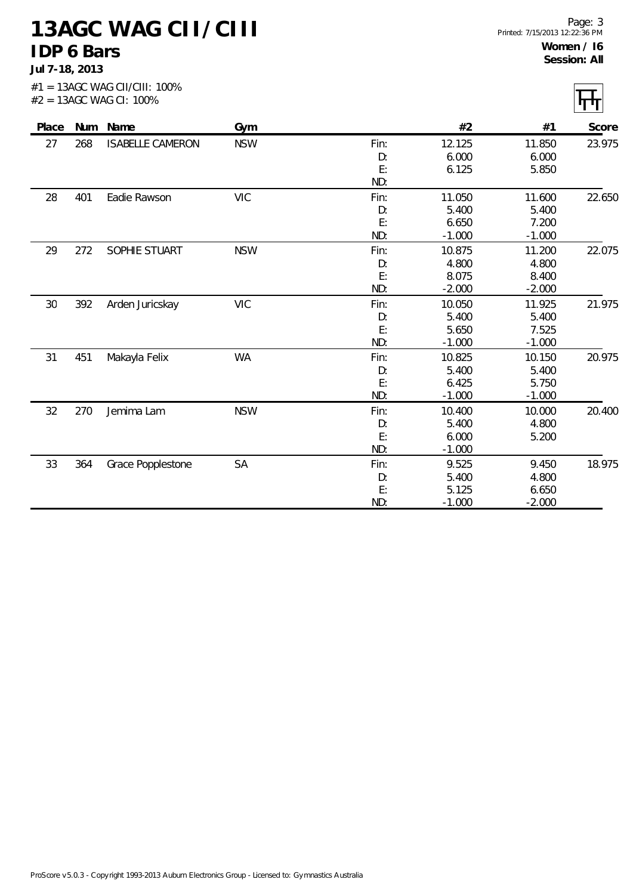# 13AGC WAG CII/CIII

## IDP 6 Bars

**Jul 7-18, 2013**

**Women / I6**
**Session: All**

#1 = 13AGC WAG CII/CIII: 100%
#2 = 13AGC WAG CI: 100%

| Place | Num | Name | Gym | | #2 | #1 | Score |
|---|---|---|---|---|---|---|---|
| 27 | 268 | ISABELLE CAMERON | NSW | Fin: | 12.125 | 11.850 | 23.975 |
| | | | | D: | 6.000 | 6.000 | |
| | | | | E: | 6.125 | 5.850 | |
| | | | | ND: | | | |
| 28 | 401 | Eadie Rawson | VIC | Fin: | 11.050 | 11.600 | 22.650 |
| | | | | D: | 5.400 | 5.400 | |
| | | | | E: | 6.650 | 7.200 | |
| | | | | ND: | -1.000 | -1.000 | |
| 29 | 272 | SOPHIE STUART | NSW | Fin: | 10.875 | 11.200 | 22.075 |
| | | | | D: | 4.800 | 4.800 | |
| | | | | E: | 8.075 | 8.400 | |
| | | | | ND: | -2.000 | -2.000 | |
| 30 | 392 | Arden Juricskay | VIC | Fin: | 10.050 | 11.925 | 21.975 |
| | | | | D: | 5.400 | 5.400 | |
| | | | | E: | 5.650 | 7.525 | |
| | | | | ND: | -1.000 | -1.000 | |
| 31 | 451 | Makayla Felix | WA | Fin: | 10.825 | 10.150 | 20.975 |
| | | | | D: | 5.400 | 5.400 | |
| | | | | E: | 6.425 | 5.750 | |
| | | | | ND: | -1.000 | -1.000 | |
| 32 | 270 | Jemima Lam | NSW | Fin: | 10.400 | 10.000 | 20.400 |
| | | | | D: | 5.400 | 4.800 | |
| | | | | E: | 6.000 | 5.200 | |
| | | | | ND: | -1.000 | | |
| 33 | 364 | Grace Popplestone | SA | Fin: | 9.525 | 9.450 | 18.975 |
| | | | | D: | 5.400 | 4.800 | |
| | | | | E: | 5.125 | 6.650 | |
| | | | | ND: | -1.000 | -2.000 | |

ProScore v5.0.3 - Copyright 1993-2013 Auburn Electronics Group - Licensed to: Gymnastics Australia